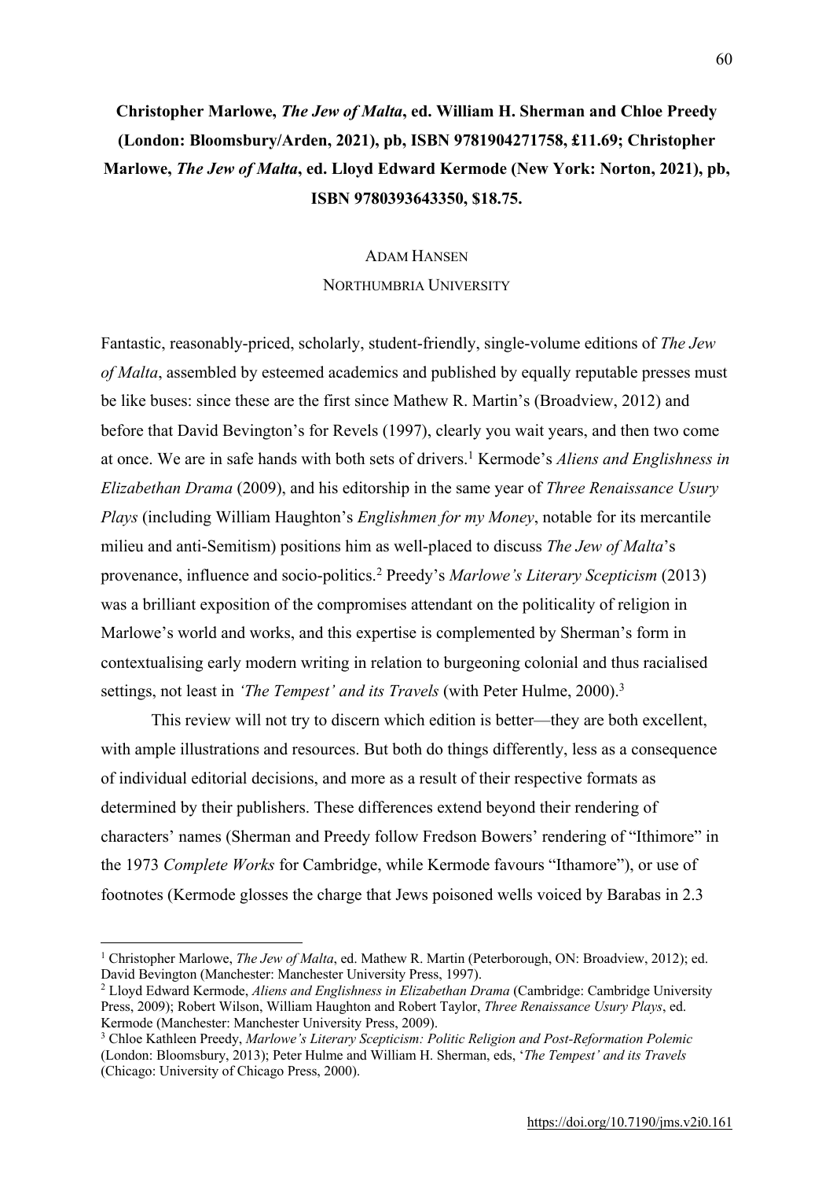**Christopher Marlowe, *The Jew of Malta*, ed. William H. Sherman and Chloe Preedy (London: Bloomsbury/Arden, 2021), pb, ISBN 9781904271758, £11.69; Christopher Marlowe, *The Jew of Malta*, ed. Lloyd Edward Kermode (New York: Norton, 2021), pb, ISBN 9780393643350, $18.75.**

ADAM HANSEN

NORTHUMBRIA UNIVERSITY

Fantastic, reasonably-priced, scholarly, student-friendly, single-volume editions of *The Jew of Malta*, assembled by esteemed academics and published by equally reputable presses must be like buses: since these are the first since Mathew R. Martin's (Broadview, 2012) and before that David Bevington's for Revels (1997), clearly you wait years, and then two come at once. We are in safe hands with both sets of drivers.[1] Kermode's *Aliens and Englishness in Elizabethan Drama* (2009), and his editorship in the same year of *Three Renaissance Usury Plays* (including William Haughton's *Englishmen for my Money*, notable for its mercantile milieu and anti-Semitism) positions him as well-placed to discuss *The Jew of Malta*'s provenance, influence and socio-politics.[2] Preedy's *Marlowe's Literary Scepticism* (2013) was a brilliant exposition of the compromises attendant on the politicality of religion in Marlowe's world and works, and this expertise is complemented by Sherman's form in contextualising early modern writing in relation to burgeoning colonial and thus racialised settings, not least in *'The Tempest' and its Travels* (with Peter Hulme, 2000).[3]

This review will not try to discern which edition is better—they are both excellent, with ample illustrations and resources. But both do things differently, less as a consequence of individual editorial decisions, and more as a result of their respective formats as determined by their publishers. These differences extend beyond their rendering of characters' names (Sherman and Preedy follow Fredson Bowers' rendering of "Ithimore" in the 1973 *Complete Works* for Cambridge, while Kermode favours "Ithamore"), or use of footnotes (Kermode glosses the charge that Jews poisoned wells voiced by Barabas in 2.3

---

[1] Christopher Marlowe, *The Jew of Malta*, ed. Mathew R. Martin (Peterborough, ON: Broadview, 2012); ed. David Bevington (Manchester: Manchester University Press, 1997).

[2] Lloyd Edward Kermode, *Aliens and Englishness in Elizabethan Drama* (Cambridge: Cambridge University Press, 2009); Robert Wilson, William Haughton and Robert Taylor, *Three Renaissance Usury Plays*, ed. Kermode (Manchester: Manchester University Press, 2009).

[3] Chloe Kathleen Preedy, *Marlowe's Literary Scepticism: Politic Religion and Post-Reformation Polemic* (London: Bloomsbury, 2013); Peter Hulme and William H. Sherman, eds, '*The Tempest' and its Travels* (Chicago: University of Chicago Press, 2000).

https://doi.org/10.7190/jms.v2i0.161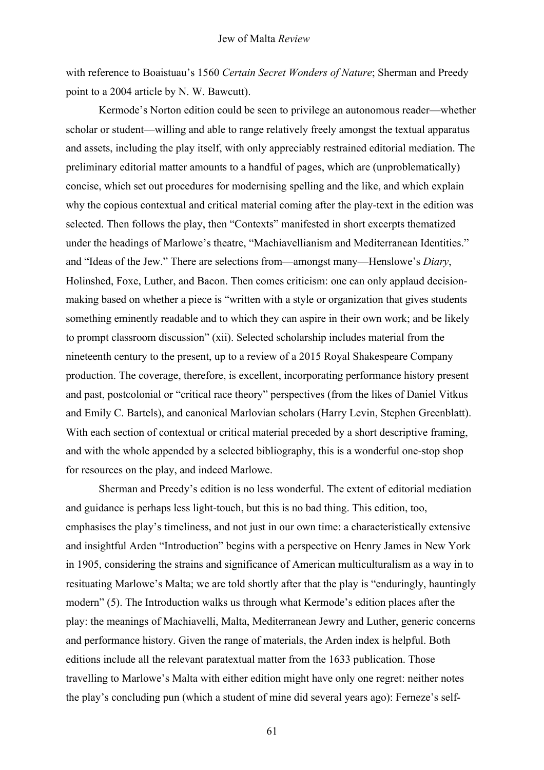with reference to Boaistuau's 1560 *Certain Secret Wonders of Nature*; Sherman and Preedy point to a 2004 article by N. W. Bawcutt).

Kermode's Norton edition could be seen to privilege an autonomous reader—whether scholar or student—willing and able to range relatively freely amongst the textual apparatus and assets, including the play itself, with only appreciably restrained editorial mediation. The preliminary editorial matter amounts to a handful of pages, which are (unproblematically) concise, which set out procedures for modernising spelling and the like, and which explain why the copious contextual and critical material coming after the play-text in the edition was selected. Then follows the play, then "Contexts" manifested in short excerpts thematized under the headings of Marlowe's theatre, "Machiavellianism and Mediterranean Identities." and "Ideas of the Jew." There are selections from—amongst many—Henslowe's *Diary*, Holinshed, Foxe, Luther, and Bacon. Then comes criticism: one can only applaud decision-making based on whether a piece is "written with a style or organization that gives students something eminently readable and to which they can aspire in their own work; and be likely to prompt classroom discussion" (xii). Selected scholarship includes material from the nineteenth century to the present, up to a review of a 2015 Royal Shakespeare Company production. The coverage, therefore, is excellent, incorporating performance history present and past, postcolonial or "critical race theory" perspectives (from the likes of Daniel Vitkus and Emily C. Bartels), and canonical Marlovian scholars (Harry Levin, Stephen Greenblatt). With each section of contextual or critical material preceded by a short descriptive framing, and with the whole appended by a selected bibliography, this is a wonderful one-stop shop for resources on the play, and indeed Marlowe.

Sherman and Preedy's edition is no less wonderful. The extent of editorial mediation and guidance is perhaps less light-touch, but this is no bad thing. This edition, too, emphasises the play's timeliness, and not just in our own time: a characteristically extensive and insightful Arden "Introduction" begins with a perspective on Henry James in New York in 1905, considering the strains and significance of American multiculturalism as a way in to resituating Marlowe's Malta; we are told shortly after that the play is "enduringly, hauntingly modern" (5). The Introduction walks us through what Kermode's edition places after the play: the meanings of Machiavelli, Malta, Mediterranean Jewry and Luther, generic concerns and performance history. Given the range of materials, the Arden index is helpful. Both editions include all the relevant paratextual matter from the 1633 publication. Those travelling to Marlowe's Malta with either edition might have only one regret: neither notes the play's concluding pun (which a student of mine did several years ago): Ferneze's self-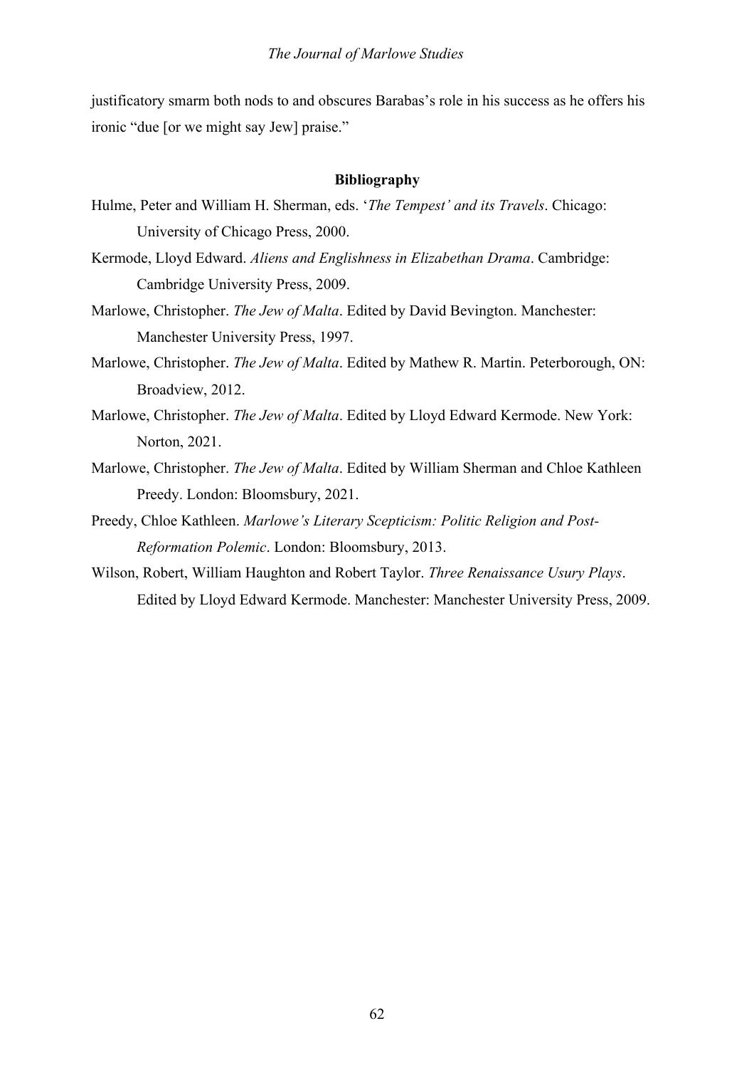justificatory smarm both nods to and obscures Barabas's role in his success as he offers his ironic "due [or we might say Jew] praise."

## Bibliography

Hulme, Peter and William H. Sherman, eds. '*The Tempest' and its Travels*. Chicago: University of Chicago Press, 2000.

Kermode, Lloyd Edward. *Aliens and Englishness in Elizabethan Drama*. Cambridge: Cambridge University Press, 2009.

Marlowe, Christopher. *The Jew of Malta*. Edited by David Bevington. Manchester: Manchester University Press, 1997.

Marlowe, Christopher. *The Jew of Malta*. Edited by Mathew R. Martin. Peterborough, ON: Broadview, 2012.

Marlowe, Christopher. *The Jew of Malta*. Edited by Lloyd Edward Kermode. New York: Norton, 2021.

Marlowe, Christopher. *The Jew of Malta*. Edited by William Sherman and Chloe Kathleen Preedy. London: Bloomsbury, 2021.

Preedy, Chloe Kathleen. *Marlowe's Literary Scepticism: Politic Religion and Post-Reformation Polemic*. London: Bloomsbury, 2013.

Wilson, Robert, William Haughton and Robert Taylor. *Three Renaissance Usury Plays*. Edited by Lloyd Edward Kermode. Manchester: Manchester University Press, 2009.